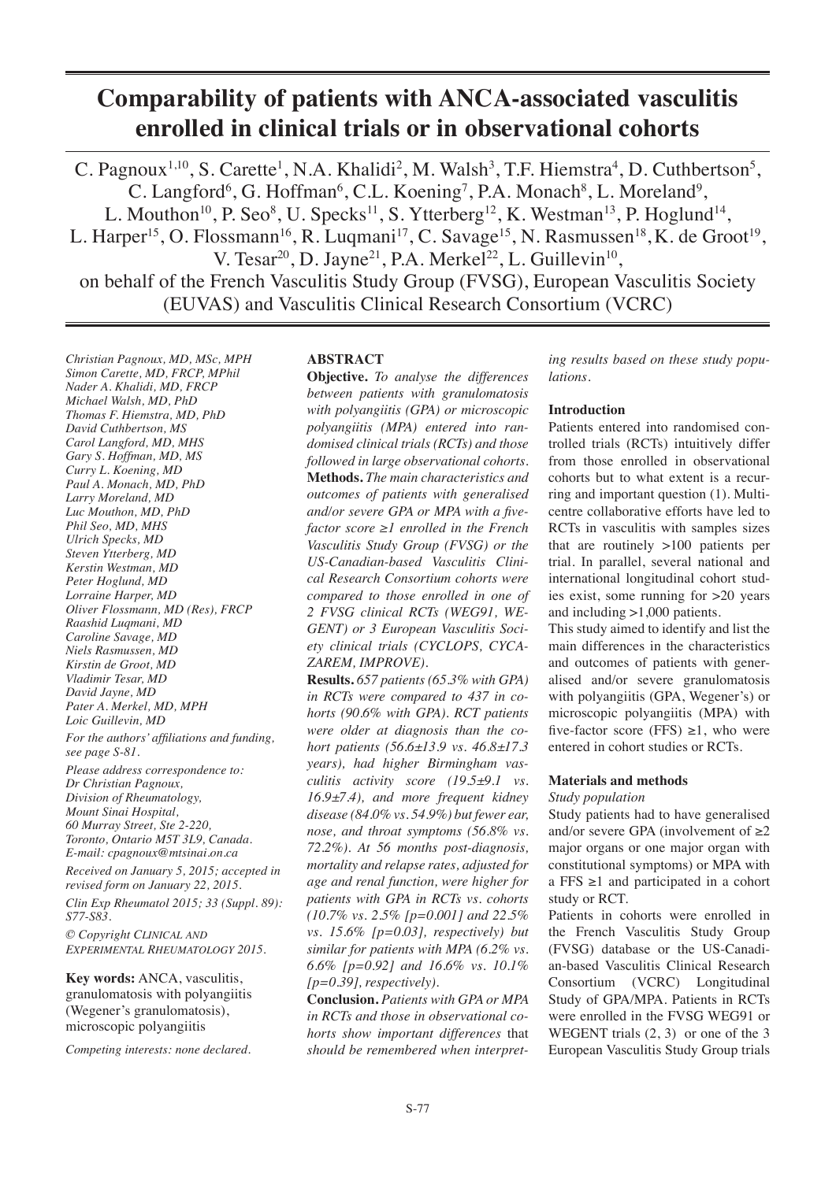# Comparability of patients with ANCA-associated vasculitis enrolled in clinical trials or in observational cohorts

C. Pagnoux[1,10], S. Carette[1], N.A. Khalidi[2], M. Walsh[3], T.F. Hiemstra[4], D. Cuthbertson[5], C. Langford[6], G. Hoffman[6], C.L. Koening[7], P.A. Monach[8], L. Moreland[9], L. Mouthon[10], P. Seo[8], U. Specks[11], S. Ytterberg[12], K. Westman[13], P. Hoglund[14], L. Harper[15], O. Flossmann[16], R. Luqmani[17], C. Savage[15], N. Rasmussen[18], K. de Groot[19], V. Tesar[20], D. Jayne[21], P.A. Merkel[22], L. Guillevin[10], on behalf of the French Vasculitis Study Group (FVSG), European Vasculitis Society (EUVAS) and Vasculitis Clinical Research Consortium (VCRC)

*Christian Pagnoux, MD, MSc, MPH*
*Simon Carette, MD, FRCP, MPhil*
*Nader A. Khalidi, MD, FRCP*
*Michael Walsh, MD, PhD*
*Thomas F. Hiemstra, MD, PhD*
*David Cuthbertson, MS*
*Carol Langford, MD, MHS*
*Gary S. Hoffman, MD, MS*
*Curry L. Koening, MD*
*Paul A. Monach, MD, PhD*
*Larry Moreland, MD*
*Luc Mouthon, MD, PhD*
*Phil Seo, MD, MHS*
*Ulrich Specks, MD*
*Steven Ytterberg, MD*
*Kerstin Westman, MD*
*Peter Hoglund, MD*
*Lorraine Harper, MD*
*Oliver Flossmann, MD (Res), FRCP*
*Raashid Luqmani, MD*
*Caroline Savage, MD*
*Niels Rasmussen, MD*
*Kirstin de Groot, MD*
*Vladimir Tesar, MD*
*David Jayne, MD*
*Pater A. Merkel, MD, MPH*
*Loic Guillevin, MD*

*For the authors' affiliations and funding, see page S-81.*

*Please address correspondence to:*
*Dr Christian Pagnoux,*
*Division of Rheumatology,*
*Mount Sinai Hospital,*
*60 Murray Street, Ste 2-220,*
*Toronto, Ontario M5T 3L9, Canada.*
*E-mail: cpagnoux@mtsinai.on.ca*

*Received on January 5, 2015; accepted in revised form on January 22, 2015.*

*Clin Exp Rheumatol 2015; 33 (Suppl. 89): S77-S83.*

*© Copyright Clinical and Experimental Rheumatology 2015.*

**Key words:** ANCA, vasculitis, granulomatosis with polyangiitis (Wegener's granulomatosis), microscopic polyangiitis

*Competing interests: none declared.*

## ABSTRACT

**Objective.** *To analyse the differences between patients with granulomatosis with polyangiitis (GPA) or microscopic polyangiitis (MPA) entered into randomised clinical trials (RCTs) and those followed in large observational cohorts.*

**Methods.** *The main characteristics and outcomes of patients with generalised and/or severe GPA or MPA with a five-factor score ≥1 enrolled in the French Vasculitis Study Group (FVSG) or the US-Canadian-based Vasculitis Clinical Research Consortium cohorts were compared to those enrolled in one of 2 FVSG clinical RCTs (WEG91, WEGENT) or 3 European Vasculitis Society clinical trials (CYCLOPS, CYCAZAREM, IMPROVE).*

**Results.** *657 patients (65.3% with GPA) in RCTs were compared to 437 in cohorts (90.6% with GPA). RCT patients were older at diagnosis than the cohort patients (56.6±13.9 vs. 46.8±17.3 years), had higher Birmingham vasculitis activity score (19.5±9.1 vs. 16.9±7.4), and more frequent kidney disease (84.0% vs. 54.9%) but fewer ear, nose, and throat symptoms (56.8% vs. 72.2%). At 56 months post-diagnosis, mortality and relapse rates, adjusted for age and renal function, were higher for patients with GPA in RCTs vs. cohorts (10.7% vs. 2.5% [p=0.001] and 22.5% vs. 15.6% [p=0.03], respectively) but similar for patients with MPA (6.2% vs. 6.6% [p=0.92] and 16.6% vs. 10.1% [p=0.39], respectively).*

**Conclusion.** *Patients with GPA or MPA in RCTs and those in observational cohorts show important differences that should be remembered when interpreting results based on these study populations.*

## Introduction

Patients entered into randomised controlled trials (RCTs) intuitively differ from those enrolled in observational cohorts but to what extent is a recurring and important question (1). Multicentre collaborative efforts have led to RCTs in vasculitis with samples sizes that are routinely >100 patients per trial. In parallel, several national and international longitudinal cohort studies exist, some running for >20 years and including >1,000 patients.

This study aimed to identify and list the main differences in the characteristics and outcomes of patients with generalised and/or severe granulomatosis with polyangiitis (GPA, Wegener's) or microscopic polyangiitis (MPA) with five-factor score (FFS) ≥1, who were entered in cohort studies or RCTs.

## Materials and methods

### Study population

Study patients had to have generalised and/or severe GPA (involvement of ≥2 major organs or one major organ with constitutional symptoms) or MPA with a FFS ≥1 and participated in a cohort study or RCT.

Patients in cohorts were enrolled in the French Vasculitis Study Group (FVSG) database or the US-Canadian-based Vasculitis Clinical Research Consortium (VCRC) Longitudinal Study of GPA/MPA. Patients in RCTs were enrolled in the FVSG WEG91 or WEGENT trials (2, 3) or one of the 3 European Vasculitis Study Group trials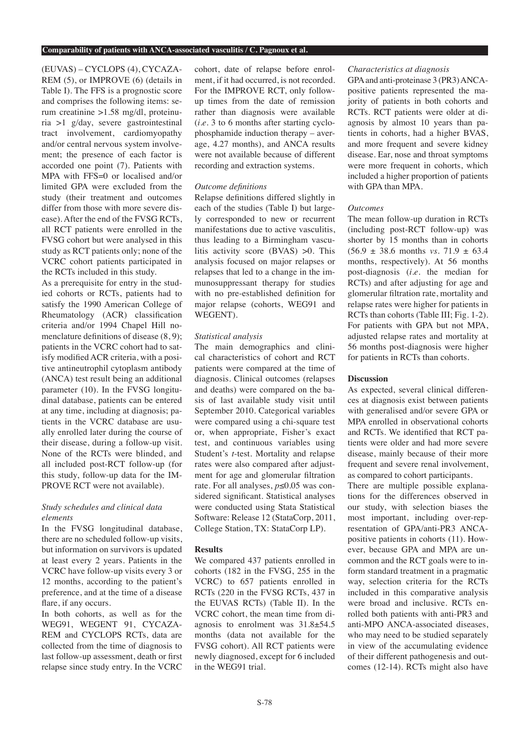(EUVAS) – CYCLOPS (4), CYCAZAREM (5), or IMPROVE (6) (details in Table I). The FFS is a prognostic score and comprises the following items: serum creatinine >1.58 mg/dl, proteinuria >1 g/day, severe gastrointestinal tract involvement, cardiomyopathy and/or central nervous system involvement; the presence of each factor is accorded one point (7). Patients with MPA with FFS=0 or localised and/or limited GPA were excluded from the study (their treatment and outcomes differ from those with more severe disease). After the end of the FVSG RCTs, all RCT patients were enrolled in the FVSG cohort but were analysed in this study as RCT patients only; none of the VCRC cohort patients participated in the RCTs included in this study.

As a prerequisite for entry in the studied cohorts or RCTs, patients had to satisfy the 1990 American College of Rheumatology (ACR) classification criteria and/or 1994 Chapel Hill nomenclature definitions of disease (8, 9); patients in the VCRC cohort had to satisfy modified ACR criteria, with a positive antineutrophil cytoplasm antibody (ANCA) test result being an additional parameter (10). In the FVSG longitudinal database, patients can be entered at any time, including at diagnosis; patients in the VCRC database are usually enrolled later during the course of their disease, during a follow-up visit. None of the RCTs were blinded, and all included post-RCT follow-up (for this study, follow-up data for the IMPROVE RCT were not available).

### *Study schedules and clinical data elements*

In the FVSG longitudinal database, there are no scheduled follow-up visits, but information on survivors is updated at least every 2 years. Patients in the VCRC have follow-up visits every 3 or 12 months, according to the patient's preference, and at the time of a disease flare, if any occurs.

In both cohorts, as well as for the WEG91, WEGENT 91, CYCAZAREM and CYCLOPS RCTs, data are collected from the time of diagnosis to last follow-up assessment, death or first relapse since study entry. In the VCRC cohort, date of relapse before enrolment, if it had occurred, is not recorded. For the IMPROVE RCT, only follow-up times from the date of remission rather than diagnosis were available (*i.e.* 3 to 6 months after starting cyclophosphamide induction therapy – average, 4.27 months), and ANCA results were not available because of different recording and extraction systems.

### *Outcome definitions*

Relapse definitions differed slightly in each of the studies (Table I) but largely corresponded to new or recurrent manifestations due to active vasculitis, thus leading to a Birmingham vasculitis activity score (BVAS) >0. This analysis focused on major relapses or relapses that led to a change in the immunosuppressant therapy for studies with no pre-established definition for major relapse (cohorts, WEG91 and WEGENT).

### *Statistical analysis*

The main demographics and clinical characteristics of cohort and RCT patients were compared at the time of diagnosis. Clinical outcomes (relapses and deaths) were compared on the basis of last available study visit until September 2010. Categorical variables were compared using a chi-square test or, when appropriate, Fisher's exact test, and continuous variables using Student's *t*-test. Mortality and relapse rates were also compared after adjustment for age and glomerular filtration rate. For all analyses, $p \leq 0.05$ was considered significant. Statistical analyses were conducted using Stata Statistical Software: Release 12 (StataCorp, 2011, College Station, TX: StataCorp LP).

## Results

We compared 437 patients enrolled in cohorts (182 in the FVSG, 255 in the VCRC) to 657 patients enrolled in RCTs (220 in the FVSG RCTs, 437 in the EUVAS RCTs) (Table II). In the VCRC cohort, the mean time from diagnosis to enrolment was 31.8±54.5 months (data not available for the FVSG cohort). All RCT patients were newly diagnosed, except for 6 included in the WEG91 trial.

### *Characteristics at diagnosis*

GPA and anti-proteinase 3 (PR3) ANCA-positive patients represented the majority of patients in both cohorts and RCTs. RCT patients were older at diagnosis by almost 10 years than patients in cohorts, had a higher BVAS, and more frequent and severe kidney disease. Ear, nose and throat symptoms were more frequent in cohorts, which included a higher proportion of patients with GPA than MPA.

### *Outcomes*

The mean follow-up duration in RCTs (including post-RCT follow-up) was shorter by 15 months than in cohorts (56.9 ± 38.6 months *vs.* 71.9 ± 63.4 months, respectively). At 56 months post-diagnosis (*i.e.* the median for RCTs) and after adjusting for age and glomerular filtration rate, mortality and relapse rates were higher for patients in RCTs than cohorts (Table III; Fig. 1-2). For patients with GPA but not MPA, adjusted relapse rates and mortality at 56 months post-diagnosis were higher for patients in RCTs than cohorts.

## Discussion

As expected, several clinical differences at diagnosis exist between patients with generalised and/or severe GPA or MPA enrolled in observational cohorts and RCTs. We identified that RCT patients were older and had more severe disease, mainly because of their more frequent and severe renal involvement, as compared to cohort participants.

There are multiple possible explanations for the differences observed in our study, with selection biases the most important, including over-representation of GPA/anti-PR3 ANCA-positive patients in cohorts (11). However, because GPA and MPA are uncommon and the RCT goals were to inform standard treatment in a pragmatic way, selection criteria for the RCTs included in this comparative analysis were broad and inclusive. RCTs enrolled both patients with anti-PR3 and anti-MPO ANCA-associated diseases, who may need to be studied separately in view of the accumulating evidence of their different pathogenesis and outcomes (12-14). RCTs might also have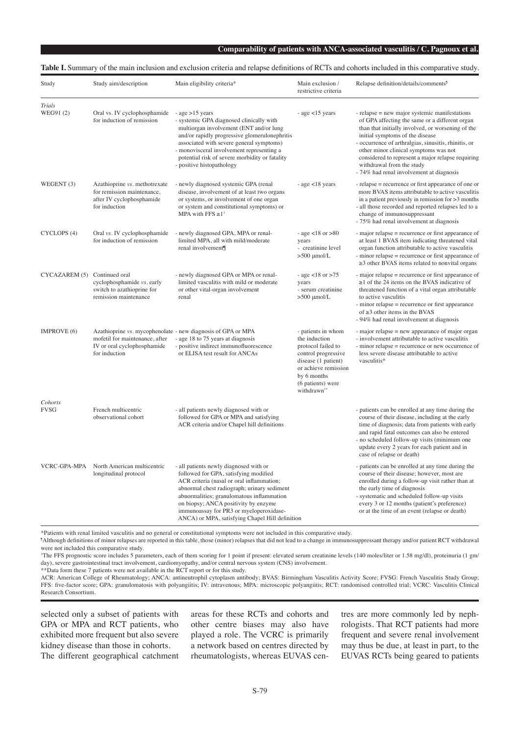**Table I.** Summary of the main inclusion and exclusion criteria and relapse definitions of RCTs and cohorts included in this comparative study.

| Study | Study aim/description | Main eligibility criteria* | Main exclusion / restrictive criteria | Relapse definition/details/comments¶ |
|---|---|---|---|---|
| *Trials* | | | | |
| WEG91 (2) | Oral vs. IV cyclophosphamide for induction of remission | - age >15 years<br>- systemic GPA diagnosed clinically with multiorgan involvement (ENT and/or lung and/or rapidly progressive glomerulonephritis associated with severe general symptoms)<br>- monovisceral involvement representing a potential risk of severe morbidity or fatality<br>- positive histopathology | - age <15 years | - relapse = new major systemic manifestations of GPA affecting the same or a different organ than that initially involved, or worsening of the initial symptoms of the disease<br>- occurrence of arthralgias, sinusitis, rhinitis, or other minor clinical symptoms was not considered to represent a major relapse requiring withdrawal from the study<br>- 74% had renal involvement at diagnosis |
| WEGENT (3) | Azathioprine *vs.* methotrexate for remission maintenance, after IV cyclophosphamide for induction | - newly diagnosed systemic GPA (renal disease, involvement of at least two organs or systems, or involvement of one organ or system and constitutional symptoms) or MPA with FFS ≥1† | - age <18 years | - relapse = recurrence or first appearance of one or more BVAS items attributable to active vasculitis in a patient previously in remission for >3 months<br>- all those recorded and reported relapses led to a change of immunosuppressant<br>- 75% had renal involvement at diagnosis |
| CYCLOPS (4) | Oral *vs.* IV cyclophosphamide for induction of remission | - newly diagnosed GPA, MPA or renal-limited MPA, all with mild/moderate renal involvement¶ | - age <18 or >80 years<br>- creatinine level >500 μmol/L | - major relapse = recurrence or first appearance of at least 1 BVAS item indicating threatened vital organ function attributable to active vasculitis<br>- minor relapse = recurrence or first appearance of ≥3 other BVAS items related to nonvital organs |
| CYCAZAREM (5) | Continued oral cyclophosphamide *vs.* early switch to azathioprine for remission maintenance | - newly diagnosed GPA or MPA or renal-limited vasculitis with mild or moderate or other vital-organ involvement renal | - age <18 or >75 years<br>- serum creatinine >500 μmol/L | - major relapse = recurrence or first appearance of ≥1 of the 24 items on the BVAS indicative of threatened function of a vital organ attributable to active vasculitis<br>- minor relapse = recurrence or first appearance of ≥3 other items in the BVAS<br>- 94% had renal involvement at diagnosis |
| IMPROVE (6) | Azathioprine *vs.* mycophenolate mofetil for maintenance, after IV or oral cyclophosphamide for induction | - new diagnosis of GPA or MPA<br>- age 18 to 75 years at diagnosis<br>- positive indirect immunofluorescence or ELISA test result for ANCAs | - patients in whom the induction protocol failed to control progressive disease (1 patient) or achieve remission by 6 months (6 patients) were withdrawn** | - major relapse = new appearance of major organ<br>- involvement attributable to active vasculitis<br>- minor relapse = recurrence or new occurrence of less severe disease attributable to active vasculitis* |
| *Cohorts* | | | | |
| FVSG | French multicentric observational cohort | - all patients newly diagnosed with or followed for GPA or MPA and satisfying ACR criteria and/or Chapel hill definitions | | - patients can be enrolled at any time during the course of their disease, including at the early time of diagnosis; data from patients with early and rapid fatal outcomes can also be entered<br>- no scheduled follow-up visits (minimum one update every 2 years for each patient and in case of relapse or death) |
| VCRC-GPA-MPA | North American multicentric longitudinal protocol | - all patients newly diagnosed with or followed for GPA, satisfying modified ACR criteria (nasal or oral inflammation; abnormal chest radiograph; urinary sediment abnormalities; granulomatous inflammation on biopsy; ANCA positivity by enzyme immunoassay for PR3 or myeloperoxidase-ANCA) or MPA, satisfying Chapel Hill definition | | - patients can be enrolled at any time during the course of their disease; however, most are enrolled during a follow-up visit rather than at the early time of diagnosis<br>- systematic and scheduled follow-up visits every 3 or 12 months (patient's preference) or at the time of an event (relapse or death) |

*Patients with renal limited vasculitis and no general or constitutional symptoms were not included in this comparative study.
¶Although definitions of minor relapses are reported in this table, those (minor) relapses that did not lead to a change in immunosuppressant therapy and/or patient RCT withdrawal were not included this comparative study.
†The FFS prognostic score includes 5 parameters, each of them scoring for 1 point if present: elevated serum creatinine levels (140 moles/liter or 1.58 mg/dl), proteinuria (1 gm/day), severe gastrointestinal tract involvement, cardiomyopathy, and/or central nervous system (CNS) involvement.
**Data form these 7 patients were not available in the RCT report or for this study.
ACR: American College of Rheumatology; ANCA: antineutrophil cytoplasm antibody; BVAS: Birmingham Vasculitis Activity Score; FVSG: French Vasculitis Study Group; FFS: five-factor score; GPA: granulomatosis with polyangiitis; IV: intravenous; MPA: microscopic polyangiitis; RCT: randomised controlled trial; VCRC: Vasculitis Clinical Research Consortium.

selected only a subset of patients with GPA or MPA and RCT patients, who exhibited more frequent but also severe kidney disease than those in cohorts. The different geographical catchment areas for these RCTs and cohorts and other centre biases may also have played a role. The VCRC is primarily a network based on centres directed by rheumatologists, whereas EUVAS centres are more commonly led by nephrologists. That RCT patients had more frequent and severe renal involvement may thus be due, at least in part, to the EUVAS RCTs being geared to patients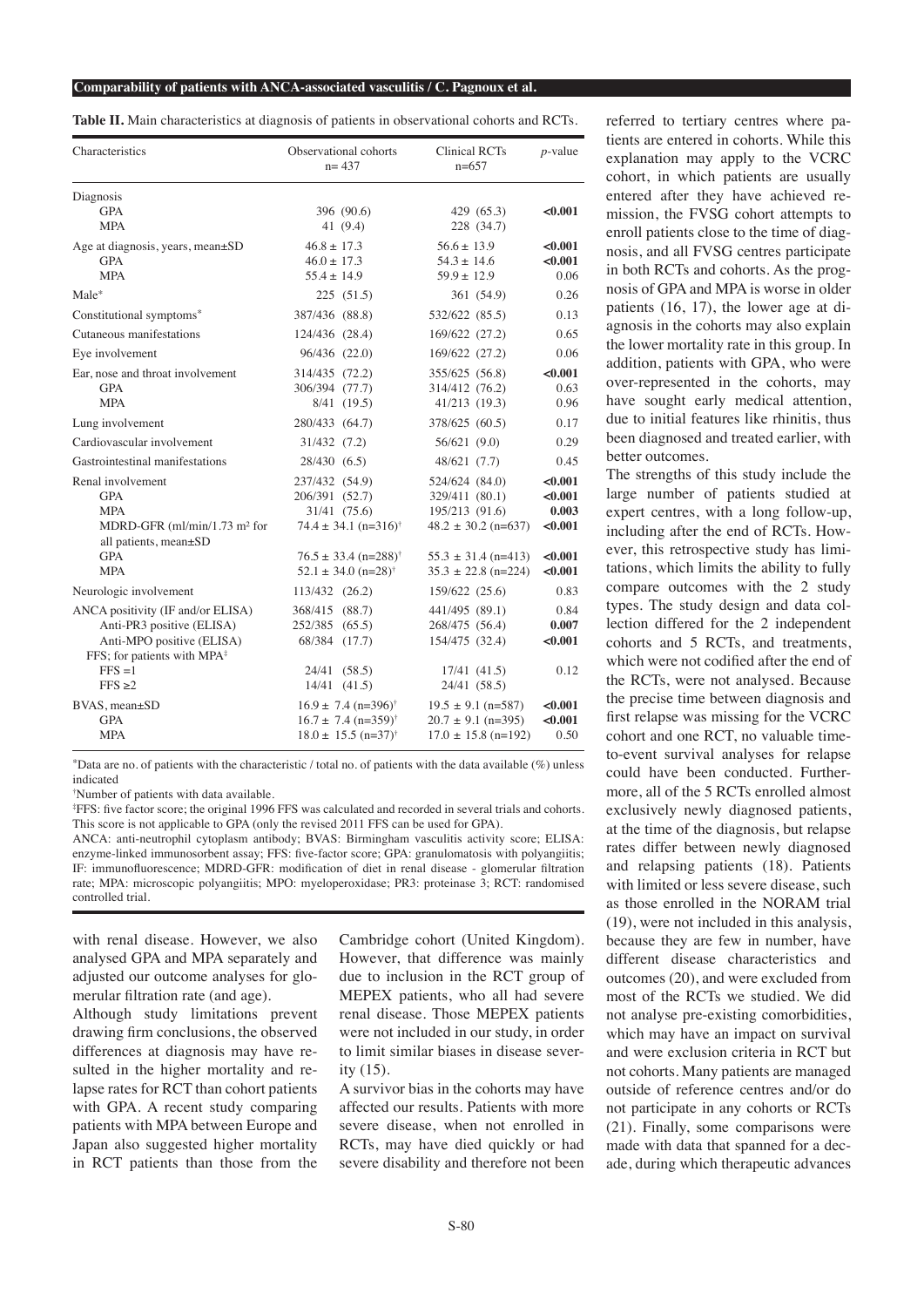**Table II.** Main characteristics at diagnosis of patients in observational cohorts and RCTs.

| Characteristics | Observational cohorts n= 437 | Clinical RCTs n=657 | *p*-value |
|---|---|---|---|
| Diagnosis | | | |
| GPA | 396 (90.6) | 429 (65.3) | **<0.001** |
| MPA | 41 (9.4) | 228 (34.7) | |
| Age at diagnosis, years, mean±SD | 46.8 ± 17.3 | 56.6 ± 13.9 | **<0.001** |
| GPA | 46.0 ± 17.3 | 54.3 ± 14.6 | **<0.001** |
| MPA | 55.4 ± 14.9 | 59.9 ± 12.9 | 0.06 |
| Male* | 225 (51.5) | 361 (54.9) | 0.26 |
| Constitutional symptoms* | 387/436 (88.8) | 532/622 (85.5) | 0.13 |
| Cutaneous manifestations | 124/436 (28.4) | 169/622 (27.2) | 0.65 |
| Eye involvement | 96/436 (22.0) | 169/622 (27.2) | 0.06 |
| Ear, nose and throat involvement | 314/435 (72.2) | 355/625 (56.8) | **<0.001** |
| GPA | 306/394 (77.7) | 314/412 (76.2) | 0.63 |
| MPA | 8/41 (19.5) | 41/213 (19.3) | 0.96 |
| Lung involvement | 280/433 (64.7) | 378/625 (60.5) | 0.17 |
| Cardiovascular involvement | 31/432 (7.2) | 56/621 (9.0) | 0.29 |
| Gastrointestinal manifestations | 28/430 (6.5) | 48/621 (7.7) | 0.45 |
| Renal involvement | 237/432 (54.9) | 524/624 (84.0) | **<0.001** |
| GPA | 206/391 (52.7) | 329/411 (80.1) | **<0.001** |
| MPA | 31/41 (75.6) | 195/213 (91.6) | **0.003** |
| MDRD-GFR (ml/min/1.73 m² for all patients, mean±SD | 74.4 ± 34.1 (n=316)† | 48.2 ± 30.2 (n=637) | **<0.001** |
| GPA | 76.5 ± 33.4 (n=288)† | 55.3 ± 31.4 (n=413) | **<0.001** |
| MPA | 52.1 ± 34.0 (n=28)† | 35.3 ± 22.8 (n=224) | **<0.001** |
| Neurologic involvement | 113/432 (26.2) | 159/622 (25.6) | 0.83 |
| ANCA positivity (IF and/or ELISA) | 368/415 (88.7) | 441/495 (89.1) | 0.84 |
| Anti-PR3 positive (ELISA) | 252/385 (65.5) | 268/475 (56.4) | **0.007** |
| Anti-MPO positive (ELISA) | 68/384 (17.7) | 154/475 (32.4) | **<0.001** |
| FFS; for patients with MPA‡ | | | |
| FFS =1 | 24/41 (58.5) | 17/41 (41.5) | 0.12 |
| FFS ≥2 | 14/41 (41.5) | 24/41 (58.5) | |
| BVAS, mean±SD | 16.9 ± 7.4 (n=396)† | 19.5 ± 9.1 (n=587) | **<0.001** |
| GPA | 16.7 ± 7.4 (n=359)† | 20.7 ± 9.1 (n=395) | **<0.001** |
| MPA | 18.0 ± 15.5 (n=37)† | 17.0 ± 15.8 (n=192) | 0.50 |

*Data are no. of patients with the characteristic / total no. of patients with the data available (%) unless indicated

†Number of patients with data available.

‡FFS: five factor score; the original 1996 FFS was calculated and recorded in several trials and cohorts. This score is not applicable to GPA (only the revised 2011 FFS can be used for GPA).

ANCA: anti-neutrophil cytoplasm antibody; BVAS: Birmingham vasculitis activity score; ELISA: enzyme-linked immunosorbent assay; FFS: five-factor score; GPA: granulomatosis with polyangiitis; IF: immunofluorescence; MDRD-GFR: modification of diet in renal disease - glomerular filtration rate; MPA: microscopic polyangiitis; MPO: myeloperoxidase; PR3: proteinase 3; RCT: randomised controlled trial.

with renal disease. However, we also analysed GPA and MPA separately and adjusted our outcome analyses for glomerular filtration rate (and age).

Although study limitations prevent drawing firm conclusions, the observed differences at diagnosis may have resulted in the higher mortality and relapse rates for RCT than cohort patients with GPA. A recent study comparing patients with MPA between Europe and Japan also suggested higher mortality in RCT patients than those from the Cambridge cohort (United Kingdom). However, that difference was mainly due to inclusion in the RCT group of MEPEX patients, who all had severe renal disease. Those MEPEX patients were not included in our study, in order to limit similar biases in disease severity (15).

A survivor bias in the cohorts may have affected our results. Patients with more severe disease, when not enrolled in RCTs, may have died quickly or had severe disability and therefore not been referred to tertiary centres where patients are entered in cohorts. While this explanation may apply to the VCRC cohort, in which patients are usually entered after they have achieved remission, the FVSG cohort attempts to enroll patients close to the time of diagnosis, and all FVSG centres participate in both RCTs and cohorts. As the prognosis of GPA and MPA is worse in older patients (16, 17), the lower age at diagnosis in the cohorts may also explain the lower mortality rate in this group. In addition, patients with GPA, who were over-represented in the cohorts, may have sought early medical attention, due to initial features like rhinitis, thus been diagnosed and treated earlier, with better outcomes.

The strengths of this study include the large number of patients studied at expert centres, with a long follow-up, including after the end of RCTs. However, this retrospective study has limitations, which limits the ability to fully compare outcomes with the 2 study types. The study design and data collection differed for the 2 independent cohorts and 5 RCTs, and treatments, which were not codified after the end of the RCTs, were not analysed. Because the precise time between diagnosis and first relapse was missing for the VCRC cohort and one RCT, no valuable time-to-event survival analyses for relapse could have been conducted. Furthermore, all of the 5 RCTs enrolled almost exclusively newly diagnosed patients, at the time of the diagnosis, but relapse rates differ between newly diagnosed and relapsing patients (18). Patients with limited or less severe disease, such as those enrolled in the NORAM trial (19), were not included in this analysis, because they are few in number, have different disease characteristics and outcomes (20), and were excluded from most of the RCTs we studied. We did not analyse pre-existing comorbidities, which may have an impact on survival and were exclusion criteria in RCT but not cohorts. Many patients are managed outside of reference centres and/or do not participate in any cohorts or RCTs (21). Finally, some comparisons were made with data that spanned for a decade, during which therapeutic advances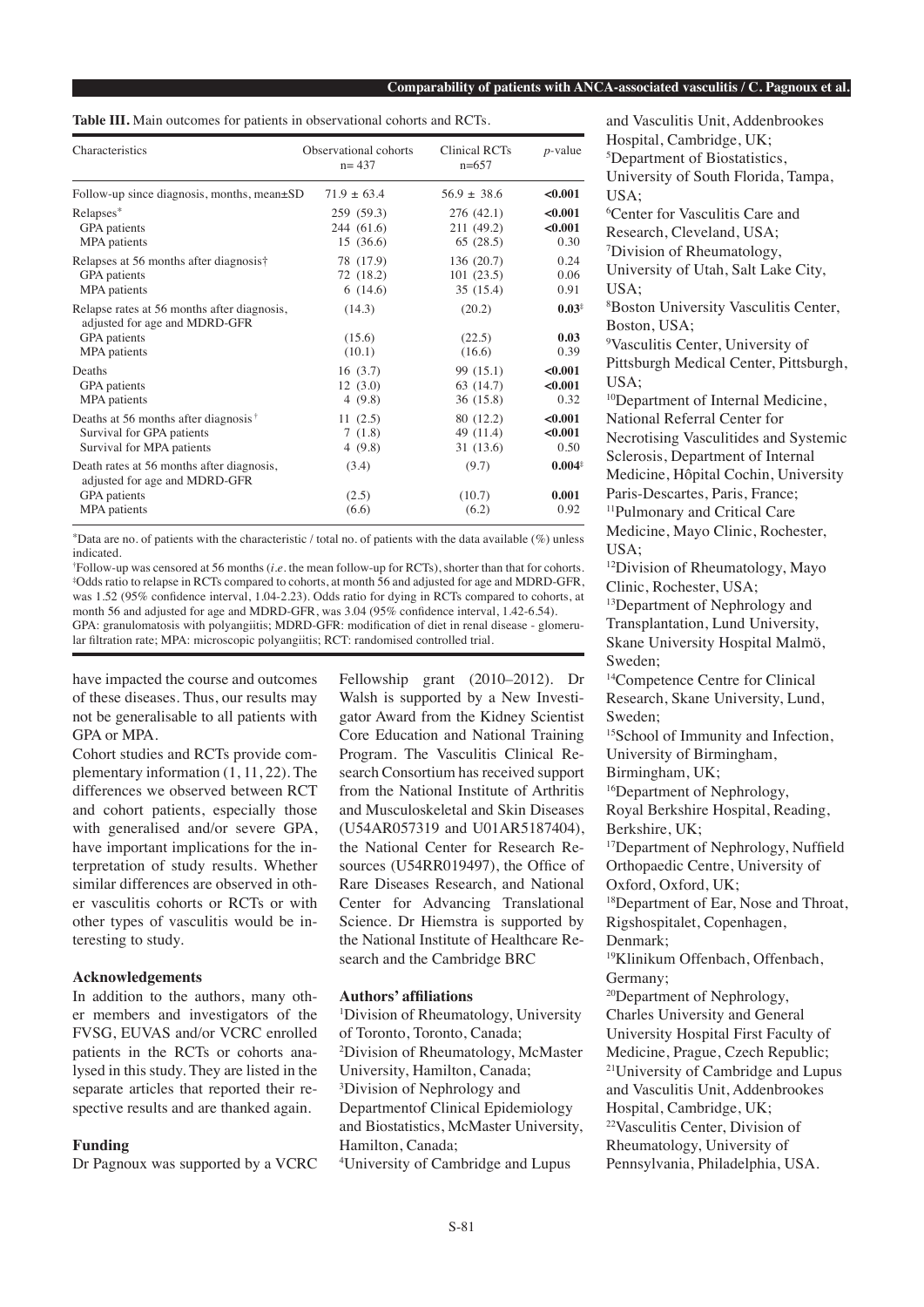**Table III.** Main outcomes for patients in observational cohorts and RCTs.

| Characteristics | Observational cohorts n= 437 | Clinical RCTs n=657 | *p*-value |
|---|---|---|---|
| Follow-up since diagnosis, months, mean±SD | 71.9 ± 63.4 | 56.9 ± 38.6 | **<0.001** |
| Relapses* | 259 (59.3) | 276 (42.1) | **<0.001** |
| GPA patients | 244 (61.6) | 211 (49.2) | **<0.001** |
| MPA patients | 15 (36.6) | 65 (28.5) | 0.30 |
| Relapses at 56 months after diagnosis† | 78 (17.9) | 136 (20.7) | 0.24 |
| GPA patients | 72 (18.2) | 101 (23.5) | 0.06 |
| MPA patients | 6 (14.6) | 35 (15.4) | 0.91 |
| Relapse rates at 56 months after diagnosis, adjusted for age and MDRD-GFR | (14.3) | (20.2) | **0.03**‡ |
| GPA patients | (15.6) | (22.5) | **0.03** |
| MPA patients | (10.1) | (16.6) | 0.39 |
| Deaths | 16 (3.7) | 99 (15.1) | **<0.001** |
| GPA patients | 12 (3.0) | 63 (14.7) | **<0.001** |
| MPA patients | 4 (9.8) | 36 (15.8) | 0.32 |
| Deaths at 56 months after diagnosis† | 11 (2.5) | 80 (12.2) | **<0.001** |
| Survival for GPA patients | 7 (1.8) | 49 (11.4) | **<0.001** |
| Survival for MPA patients | 4 (9.8) | 31 (13.6) | 0.50 |
| Death rates at 56 months after diagnosis, adjusted for age and MDRD-GFR | (3.4) | (9.7) | **0.004**‡ |
| GPA patients | (2.5) | (10.7) | **0.001** |
| MPA patients | (6.6) | (6.2) | 0.92 |

*Data are no. of patients with the characteristic / total no. of patients with the data available (%) unless indicated.
†Follow-up was censored at 56 months (*i.e.* the mean follow-up for RCTs), shorter than that for cohorts.
‡Odds ratio to relapse in RCTs compared to cohorts, at month 56 and adjusted for age and MDRD-GFR, was 1.52 (95% confidence interval, 1.04-2.23). Odds ratio for dying in RCTs compared to cohorts, at month 56 and adjusted for age and MDRD-GFR, was 3.04 (95% confidence interval, 1.42-6.54).
GPA: granulomatosis with polyangiitis; MDRD-GFR: modification of diet in renal disease - glomerular filtration rate; MPA: microscopic polyangiitis; RCT: randomised controlled trial.

have impacted the course and outcomes of these diseases. Thus, our results may not be generalisable to all patients with GPA or MPA.

Cohort studies and RCTs provide complementary information (1, 11, 22). The differences we observed between RCT and cohort patients, especially those with generalised and/or severe GPA, have important implications for the interpretation of study results. Whether similar differences are observed in other vasculitis cohorts or RCTs or with other types of vasculitis would be interesting to study.

### Acknowledgements

In addition to the authors, many other members and investigators of the FVSG, EUVAS and/or VCRC enrolled patients in the RCTs or cohorts analysed in this study. They are listed in the separate articles that reported their respective results and are thanked again.

### Funding

Dr Pagnoux was supported by a VCRC Fellowship grant (2010–2012). Dr Walsh is supported by a New Investigator Award from the Kidney Scientist Core Education and National Training Program. The Vasculitis Clinical Research Consortium has received support from the National Institute of Arthritis and Musculoskeletal and Skin Diseases (U54AR057319 and U01AR5187404), the National Center for Research Resources (U54RR019497), the Office of Rare Diseases Research, and National Center for Advancing Translational Science. Dr Hiemstra is supported by the National Institute of Healthcare Research and the Cambridge BRC

### Authors' affiliations

[1]Division of Rheumatology, University of Toronto, Toronto, Canada;
[2]Division of Rheumatology, McMaster University, Hamilton, Canada;
[3]Division of Nephrology and Departmentof Clinical Epidemiology and Biostatistics, McMaster University, Hamilton, Canada;
[4]University of Cambridge and Lupus and Vasculitis Unit, Addenbrookes Hospital, Cambridge, UK;
[5]Department of Biostatistics, University of South Florida, Tampa, USA;
[6]Center for Vasculitis Care and Research, Cleveland, USA;
[7]Division of Rheumatology, University of Utah, Salt Lake City, USA;
[8]Boston University Vasculitis Center, Boston, USA;
[9]Vasculitis Center, University of Pittsburgh Medical Center, Pittsburgh, USA;
[10]Department of Internal Medicine, National Referral Center for Necrotising Vasculitides and Systemic Sclerosis, Department of Internal Medicine, Hôpital Cochin, University Paris-Descartes, Paris, France;
[11]Pulmonary and Critical Care Medicine, Mayo Clinic, Rochester, USA;
[12]Division of Rheumatology, Mayo Clinic, Rochester, USA;
[13]Department of Nephrology and Transplantation, Lund University, Skane University Hospital Malmö, Sweden;
[14]Competence Centre for Clinical Research, Skane University, Lund, Sweden;
[15]School of Immunity and Infection, University of Birmingham, Birmingham, UK;
[16]Department of Nephrology, Royal Berkshire Hospital, Reading, Berkshire, UK;
[17]Department of Nephrology, Nuffield Orthopaedic Centre, University of Oxford, Oxford, UK;
[18]Department of Ear, Nose and Throat, Rigshospitalet, Copenhagen, Denmark;
[19]Klinikum Offenbach, Offenbach, Germany;
[20]Department of Nephrology, Charles University and General University Hospital First Faculty of Medicine, Prague, Czech Republic;
[21]University of Cambridge and Lupus and Vasculitis Unit, Addenbrookes Hospital, Cambridge, UK;
[22]Vasculitis Center, Division of Rheumatology, University of Pennsylvania, Philadelphia, USA.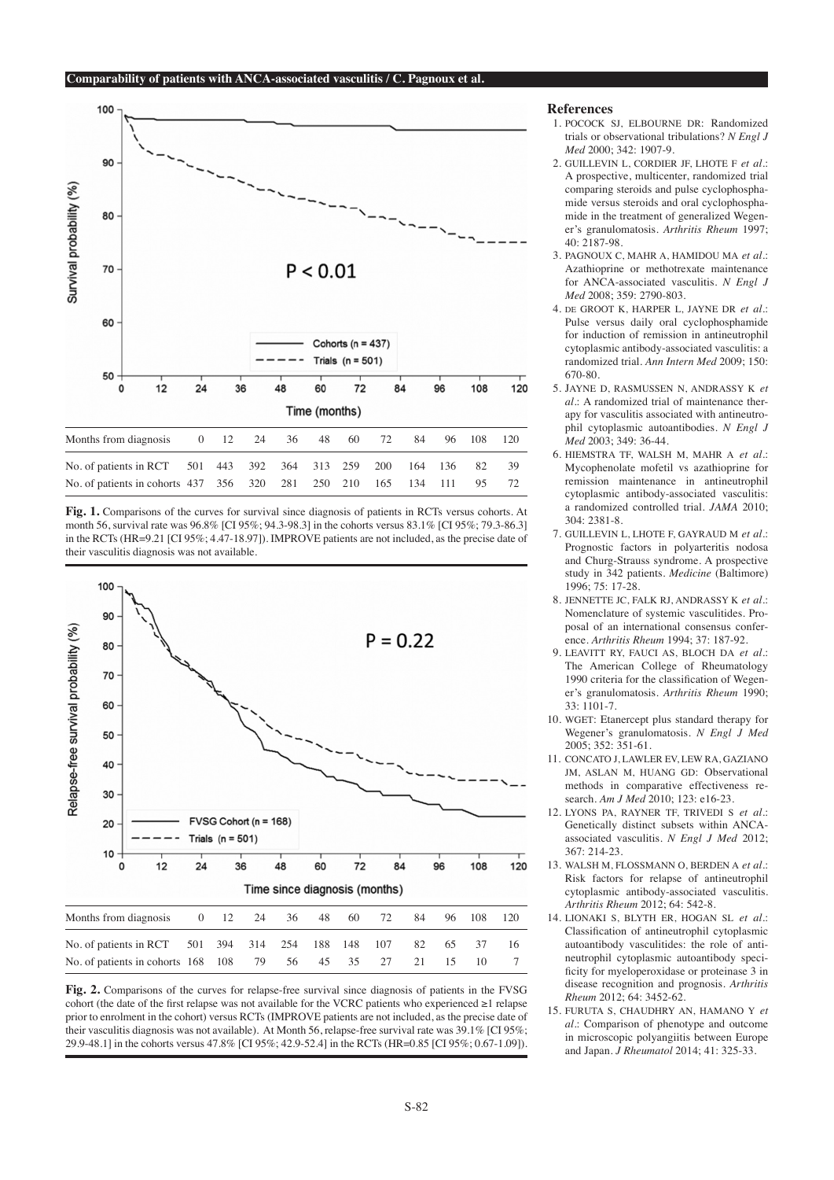| Months from diagnosis | 0 | 12 | 24 | 36 | 48 | 60 | 72 | 84 | 96 | 108 | 120 |
|---|---|---|---|---|---|---|---|---|---|---|---|
| No. of patients in RCT | 501 | 443 | 392 | 364 | 313 | 259 | 200 | 164 | 136 | 82 | 39 |
| No. of patients in cohorts | 437 | 356 | 320 | 281 | 250 | 210 | 165 | 134 | 111 | 95 | 72 |

**Fig. 1.** Comparisons of the curves for survival since diagnosis of patients in RCTs versus cohorts. At month 56, survival rate was 96.8% [CI 95%; 94.3-98.3] in the cohorts versus 83.1% [CI 95%; 79.3-86.3] in the RCTs (HR=9.21 [CI 95%; 4.47-18.97]). IMPROVE patients are not included, as the precise date of their vasculitis diagnosis was not available.

| Months from diagnosis | 0 | 12 | 24 | 36 | 48 | 60 | 72 | 84 | 96 | 108 | 120 |
|---|---|---|---|---|---|---|---|---|---|---|---|
| No. of patients in RCT | 501 | 394 | 314 | 254 | 188 | 148 | 107 | 82 | 65 | 37 | 16 |
| No. of patients in cohorts | 168 | 108 | 79 | 56 | 45 | 35 | 27 | 21 | 15 | 10 | 7 |

**Fig. 2.** Comparisons of the curves for relapse-free survival since diagnosis of patients in the FVSG cohort (the date of the first relapse was not available for the VCRC patients who experienced ≥1 relapse prior to enrolment in the cohort) versus RCTs (IMPROVE patients are not included, as the precise date of their vasculitis diagnosis was not available). At Month 56, relapse-free survival rate was 39.1% [CI 95%; 29.9-48.1] in the cohorts versus 47.8% [CI 95%; 42.9-52.4] in the RCTs (HR=0.85 [CI 95%; 0.67-1.09]).

## References

1. POCOCK SJ, ELBOURNE DR: Randomized trials or observational tribulations? *N Engl J Med* 2000; 342: 1907-9.
2. GUILLEVIN L, CORDIER JF, LHOTE F *et al.*: A prospective, multicenter, randomized trial comparing steroids and pulse cyclophosphamide versus steroids and oral cyclophosphamide in the treatment of generalized Wegener's granulomatosis. *Arthritis Rheum* 1997; 40: 2187-98.
3. PAGNOUX C, MAHR A, HAMIDOU MA *et al.*: Azathioprine or methotrexate maintenance for ANCA-associated vasculitis. *N Engl J Med* 2008; 359: 2790-803.
4. DE GROOT K, HARPER L, JAYNE DR *et al.*: Pulse versus daily oral cyclophosphamide for induction of remission in antineutrophil cytoplasmic antibody-associated vasculitis: a randomized trial. *Ann Intern Med* 2009; 150: 670-80.
5. JAYNE D, RASMUSSEN N, ANDRASSY K *et al.*: A randomized trial of maintenance therapy for vasculitis associated with antineutrophil cytoplasmic antibodies. *N Engl J Med* 2003; 349: 36-44.
6. HIEMSTRA TF, WALSH M, MAHR A *et al.*: Mycophenolate mofetil vs azathioprine for remission maintenance in antineutrophil cytoplasmic antibody-associated vasculitis: a randomized controlled trial. *JAMA* 2010; 304: 2381-8.
7. GUILLEVIN L, LHOTE F, GAYRAUD M *et al.*: Prognostic factors in polyarteritis nodosa and Churg-Strauss syndrome. A prospective study in 342 patients. *Medicine* (Baltimore) 1996; 75: 17-28.
8. JENNETTE JC, FALK RJ, ANDRASSY K *et al.*: Nomenclature of systemic vasculitides. Proposal of an international consensus conference. *Arthritis Rheum* 1994; 37: 187-92.
9. LEAVITT RY, FAUCI AS, BLOCH DA *et al.*: The American College of Rheumatology 1990 criteria for the classification of Wegener's granulomatosis. *Arthritis Rheum* 1990; 33: 1101-7.
10. WGET: Etanercept plus standard therapy for Wegener's granulomatosis. *N Engl J Med* 2005; 352: 351-61.
11. CONCATO J, LAWLER EV, LEW RA, GAZIANO JM, ASLAN M, HUANG GD: Observational methods in comparative effectiveness research. *Am J Med* 2010; 123: e16-23.
12. LYONS PA, RAYNER TF, TRIVEDI S *et al.*: Genetically distinct subsets within ANCA-associated vasculitis. *N Engl J Med* 2012; 367: 214-23.
13. WALSH M, FLOSSMANN O, BERDEN A *et al.*: Risk factors for relapse of antineutrophil cytoplasmic antibody-associated vasculitis. *Arthritis Rheum* 2012; 64: 542-8.
14. LIONAKI S, BLYTH ER, HOGAN SL *et al.*: Classification of antineutrophil cytoplasmic autoantibody vasculitides: the role of antineutrophil cytoplasmic autoantibody specificity for myeloperoxidase or proteinase 3 in disease recognition and prognosis. *Arthritis Rheum* 2012; 64: 3452-62.
15. FURUTA S, CHAUDHRY AN, HAMANO Y *et al.*: Comparison of phenotype and outcome in microscopic polyangiitis between Europe and Japan. *J Rheumatol* 2014; 41: 325-33.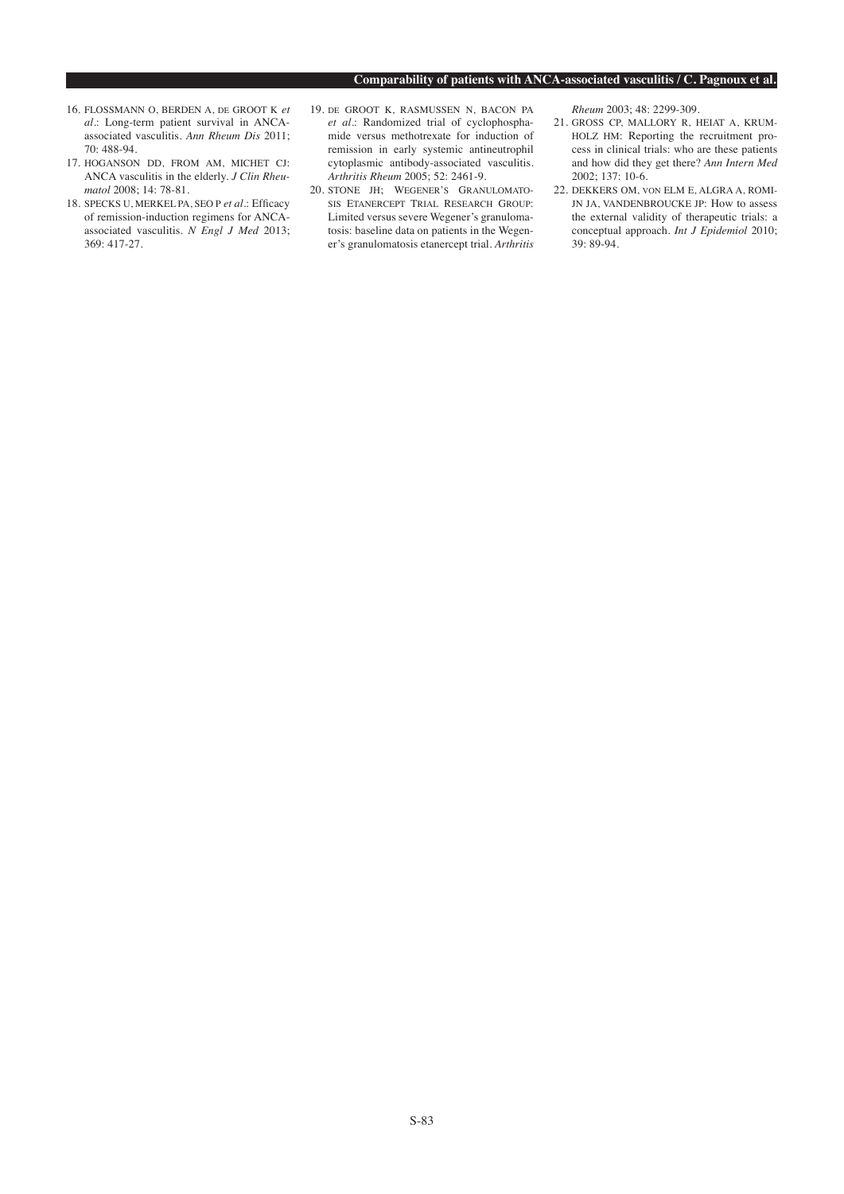16. FLOSSMANN O, BERDEN A, DE GROOT K *et al*.: Long-term patient survival in ANCA-associated vasculitis. *Ann Rheum Dis* 2011; 70: 488-94.
17. HOGANSON DD, FROM AM, MICHET CJ: ANCA vasculitis in the elderly. *J Clin Rheumatol* 2008; 14: 78-81.
18. SPECKS U, MERKEL PA, SEO P *et al*.: Efficacy of remission-induction regimens for ANCA-associated vasculitis. *N Engl J Med* 2013; 369: 417-27.
19. DE GROOT K, RASMUSSEN N, BACON PA *et al*.: Randomized trial of cyclophosphamide versus methotrexate for induction of remission in early systemic antineutrophil cytoplasmic antibody-associated vasculitis. *Arthritis Rheum* 2005; 52: 2461-9.
20. STONE JH; WEGENER'S GRANULOMATOSIS ETANERCEPT TRIAL RESEARCH GROUP: Limited versus severe Wegener's granulomatosis: baseline data on patients in the Wegener's granulomatosis etanercept trial. *Arthritis Rheum* 2003; 48: 2299-309.
21. GROSS CP, MALLORY R, HEIAT A, KRUMHOLZ HM: Reporting the recruitment process in clinical trials: who are these patients and how did they get there? *Ann Intern Med* 2002; 137: 10-6.
22. DEKKERS OM, VON ELM E, ALGRA A, ROMIJN JA, VANDENBROUCKE JP: How to assess the external validity of therapeutic trials: a conceptual approach. *Int J Epidemiol* 2010; 39: 89-94.